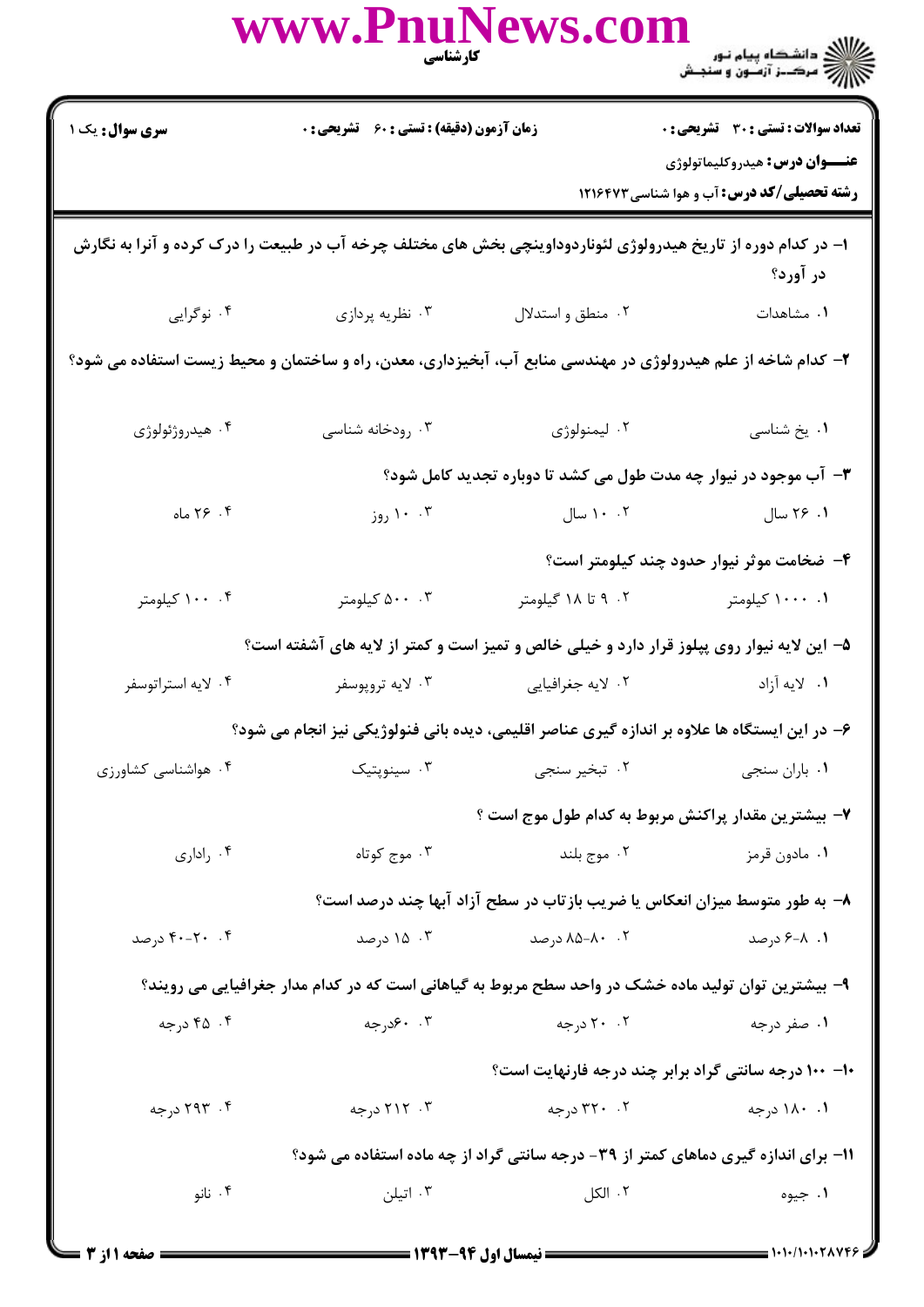**سری سوال:** یک ۱

**زمان آزمون (دقیقه) : تستی : ۶۰ تشریحی : ۰**

**تعداد سوالات : تستی : ۳۰ تشریحی : ۰**

**عنـــوان درس:** هیدروکلیماتولوژی

**رشته تحصیلی/کد درس:** آب و هوا شناسی ۱۲۱۶۴۷۳

۱- در کدام دوره از تاریخ هیدرولوژی لئوناردوداوینچی بخش های مختلف چرخه آب در طبیعت را درک کرده و آنرا به نگارش در آورد؟

۱. مشاهدات ۲. منطق و استدلال ۳. نظریه پردازی ۴. نوگرایی

۲- کدام شاخه از علم هیدرولوژی در مهندسی منابع آب، آبخیزداری، معدن، راه و ساختمان و محیط زیست استفاده می شود؟

۱. یخ شناسی ۲. لیمنولوژی ۳. رودخانه شناسی ۴. هیدروژئولوژی

۳- آب موجود در نیوار چه مدت طول می کشد تا دوباره تجدید کامل شود؟

۱. ۲۶ سال ۲. ۱۰ سال ۳. ۱۰ روز ۴. ۲۶ ماه

۴- ضخامت موثر نیوار حدود چند کیلومتر است؟

۱. ۱۰۰۰ کیلومتر ۲. ۹ تا ۱۸ کیلومتر ۳. ۵۰۰ کیلومتر ۴. ۱۰۰ کیلومتر

۵- این لایه نیوار روی پیلوز قرار دارد و خیلی خالص و تمیز است و کمتر از لایه های آشفته است؟

۱. لایه آزاد ۲. لایه جغرافیایی ۳. لایه تروپوسفر ۴. لایه استراتوسفر

۶- در این ایستگاه ها علاوه بر اندازه گیری عناصر اقلیمی، دیده بانی فنولوژیکی نیز انجام می شود؟

۱. باران سنجی ۲. تبخیر سنجی ۳. سینوپتیک ۴. هواشناسی کشاورزی

۷- بیشترین مقدار پراکنش مربوط به کدام طول موج است ؟

۱. مادون قرمز ۲. موج بلند ۳. موج کوتاه ۴. راداری

۸- به طور متوسط میزان انعکاس یا ضریب بازتاب در سطح آزاد آبها چند درصد است؟

۱. ۸-۶ درصد ۲. ۸۰-۸۵ درصد ۳. ۱۵ درصد ۴. ۲۰-۴۰ درصد

۹- بیشترین توان تولید ماده خشک در واحد سطح مربوط به گیاهانی است که در کدام مدار جغرافیایی می رویند؟

۱. صفر درجه ۲. ۲۰ درجه ۳. ۶۰درجه ۴. ۴۵ درجه

۱۰- ۱۰۰ درجه سانتی گراد برابر چند درجه فارنهایت است؟

۱. ۱۸۰ درجه ۲. ۳۲۰ درجه ۳. ۲۱۲ درجه ۴. ۲۹۳ درجه

۱۱- برای اندازه گیری دماهای کمتر از ۳۹- درجه سانتی گراد از چه ماده استفاده می شود؟

۱. جیوه ۲. الکل ۳. اتیلن ۴. نانو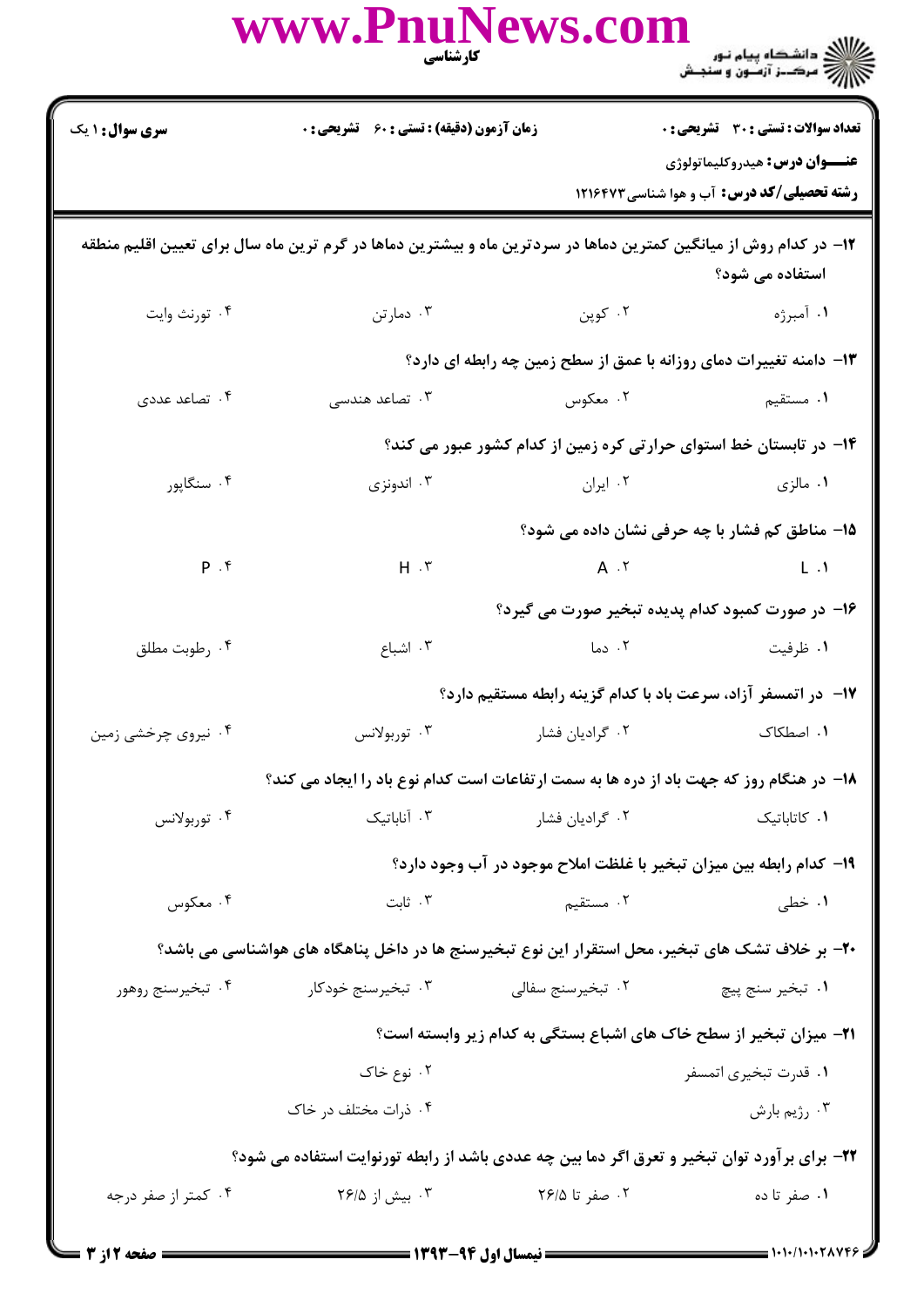**سری سوال:** ۱ یک | **زمان آزمون (دقیقه) :** تستی : ۶۰ تشریحی : ۰ | **تعداد سوالات :** تستی : ۳۰ تشریحی : ۰

**عنـــوان درس:** هیدروکلیماتولوژی

**رشته تحصیلی/کد درس:** آب و هوا شناسی ۱۲۱۶۴۷۳

۱۲- در کدام روش از میانگین کمترین دماها در سردترین ماه و بیشترین دماها در گرم ترین ماه سال برای تعیین اقلیم منطقه استفاده می شود؟

۱. آمبرژه ۲. کوپن ۳. دمارتن ۴. تورنث وایت

۱۳- دامنه تغییرات دمای روزانه با عمق از سطح زمین چه رابطه ای دارد؟

۱. مستقیم ۲. معکوس ۳. تصاعد هندسی ۴. تصاعد عددی

۱۴- در تابستان خط استوای حرارتی کره زمین از کدام کشور عبور می کند؟

۱. مالزی ۲. ایران ۳. اندونزی ۴. سنگاپور

۱۵- مناطق کم فشار با چه حرفی نشان داده می شود؟

۱. L ۲. A ۳. H ۴. P

۱۶- در صورت کمبود کدام پدیده تبخیر صورت می گیرد؟

۱. ظرفیت ۲. دما ۳. اشباع ۴. رطوبت مطلق

۱۷- در اتمسفر آزاد، سرعت باد با کدام گزینه رابطه مستقیم دارد؟

۱. اصطکاک ۲. گرادیان فشار ۳. توربولانس ۴. نیروی چرخشی زمین

۱۸- در هنگام روز که جهت باد از دره ها به سمت ارتفاعات است کدام نوع باد را ایجاد می کند؟

۱. کاتاباتیک ۲. گرادیان فشار ۳. آناباتیک ۴. توربولانس

۱۹- کدام رابطه بین میزان تبخیر با غلظت املاح موجود در آب وجود دارد؟

۱. خطی ۲. مستقیم ۳. ثابت ۴. معکوس

۲۰- بر خلاف تشک های تبخیر، محل استقرار این نوع تبخیرسنج ها در داخل پناهگاه های هواشناسی می باشد؟

۱. تبخیر سنج پیچ ۲. تبخیرسنج سفالی ۳. تبخیرسنج خودکار ۴. تبخیرسنج روهور

۲۱- میزان تبخیر از سطح خاک های اشباع بستگی به کدام زیر وابسته است؟

۱. قدرت تبخیری اتمسفر ۲. نوع خاک ۳. رژیم بارش ۴. ذرات مختلف در خاک

۲۲- برای برآورد توان تبخیر و تعرق اگر دما بین چه عددی باشد از رابطه تورنوایت استفاده می شود؟

۱. صفر تا ده ۲. صفر تا ۲۶/۵ ۳. بیش از ۲۶/۵ ۴. کمتر از صفر درجه

نیمسال اول ۹۴-۱۳۹۳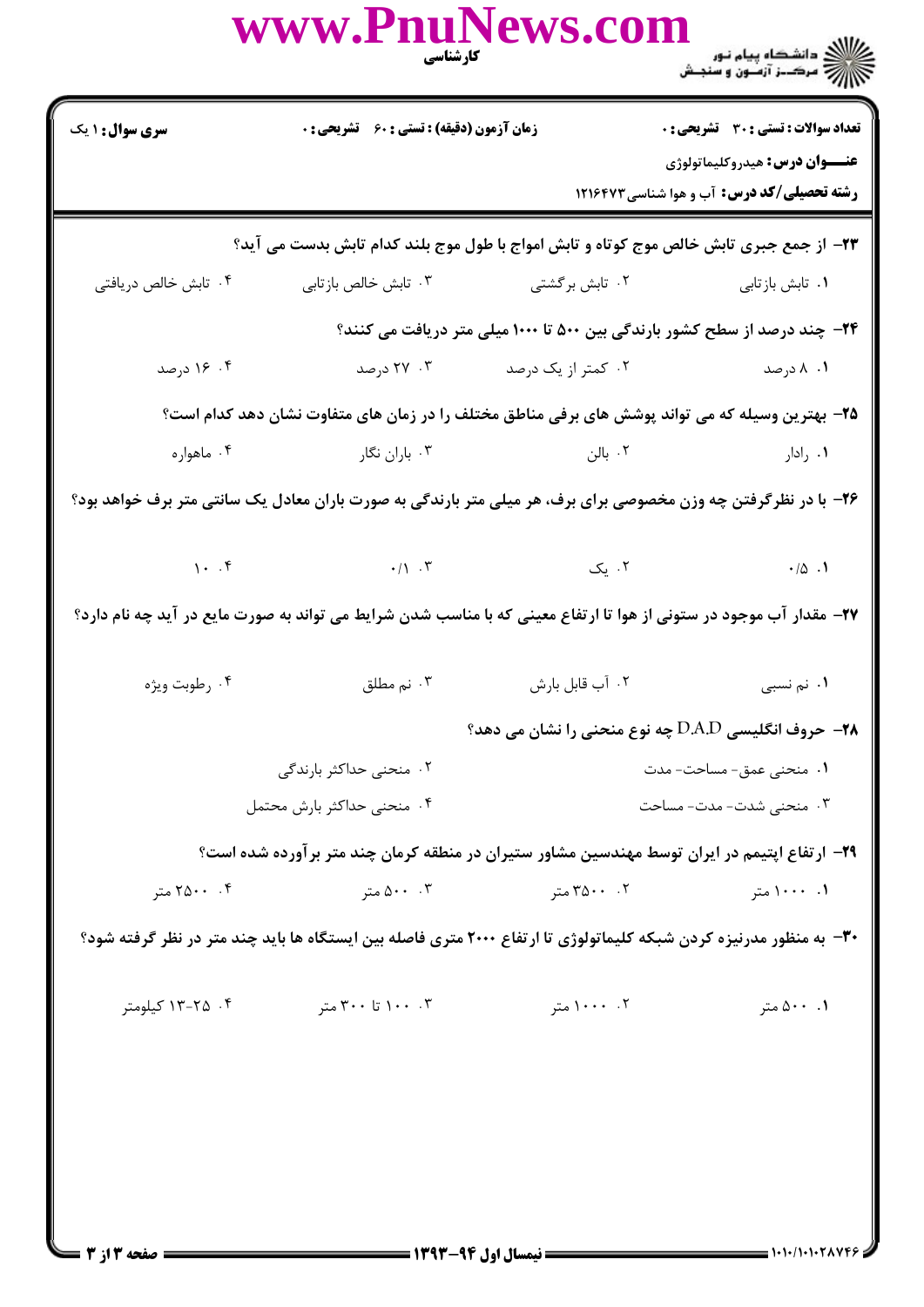۲۳- از جمع جبری تابش خالص موج کوتاه و تابش امواج با طول موج بلند کدام تابش بدست می آید؟

۱. تابش بازتابی
۲. تابش برگشتی
۳. تابش خالص بازتابی
۴. تابش خالص دریافتی

۲۴- چند درصد از سطح کشور بارندگی بین ۵۰۰ تا ۱۰۰۰ میلی متر دریافت می کنند؟

۱. ۸ درصد
۲. کمتر از یک درصد
۳. ۲۷ درصد
۴. ۱۶ درصد

۲۵- بهترین وسیله که می تواند پوشش های برفی مناطق مختلف را در زمان های متفاوت نشان دهد کدام است؟

۱. رادار
۲. بالن
۳. باران نگار
۴. ماهواره

۲۶- با در نظرگرفتن چه وزن مخصوصی برای برف، هر میلی متر بارندگی به صورت باران معادل یک سانتی متر برف خواهد بود؟

۱. ۰/۵
۲. یک
۳. ۰/۱
۴. ۱۰

۲۷- مقدار آب موجود در ستونی از هوا تا ارتفاع معینی که با مناسب شدن شرایط می تواند به صورت مایع در آید چه نام دارد؟

۱. نم نسبی
۲. آب قابل بارش
۳. نم مطلق
۴. رطوبت ویژه

۲۸- حروف انگلیسی D.A.D چه نوع منحنی را نشان می دهد؟

۱. منحنی عمق- مساحت- مدت
۲. منحنی حداکثر بارندگی
۳. منحنی شدت- مدت- مساحت
۴. منحنی حداکثر بارش محتمل

۲۹- ارتفاع اپتیمم در ایران توسط مهندسین مشاور ستیران در منطقه کرمان چند متر برآورده شده است؟

۱. ۱۰۰۰ متر
۲. ۳۵۰۰ متر
۳. ۵۰۰ متر
۴. ۲۵۰۰ متر

۳۰- به منظور مدرنیزه کردن شبکه کلیماتولوژی تا ارتفاع ۲۰۰۰ متری فاصله بین ایستگاه ها باید چند متر در نظر گرفته شود؟

۱. ۵۰۰ متر
۲. ۱۰۰۰ متر
۳. ۱۰۰ تا ۳۰۰ متر
۴. ۲۵-۱۳ کیلومتر